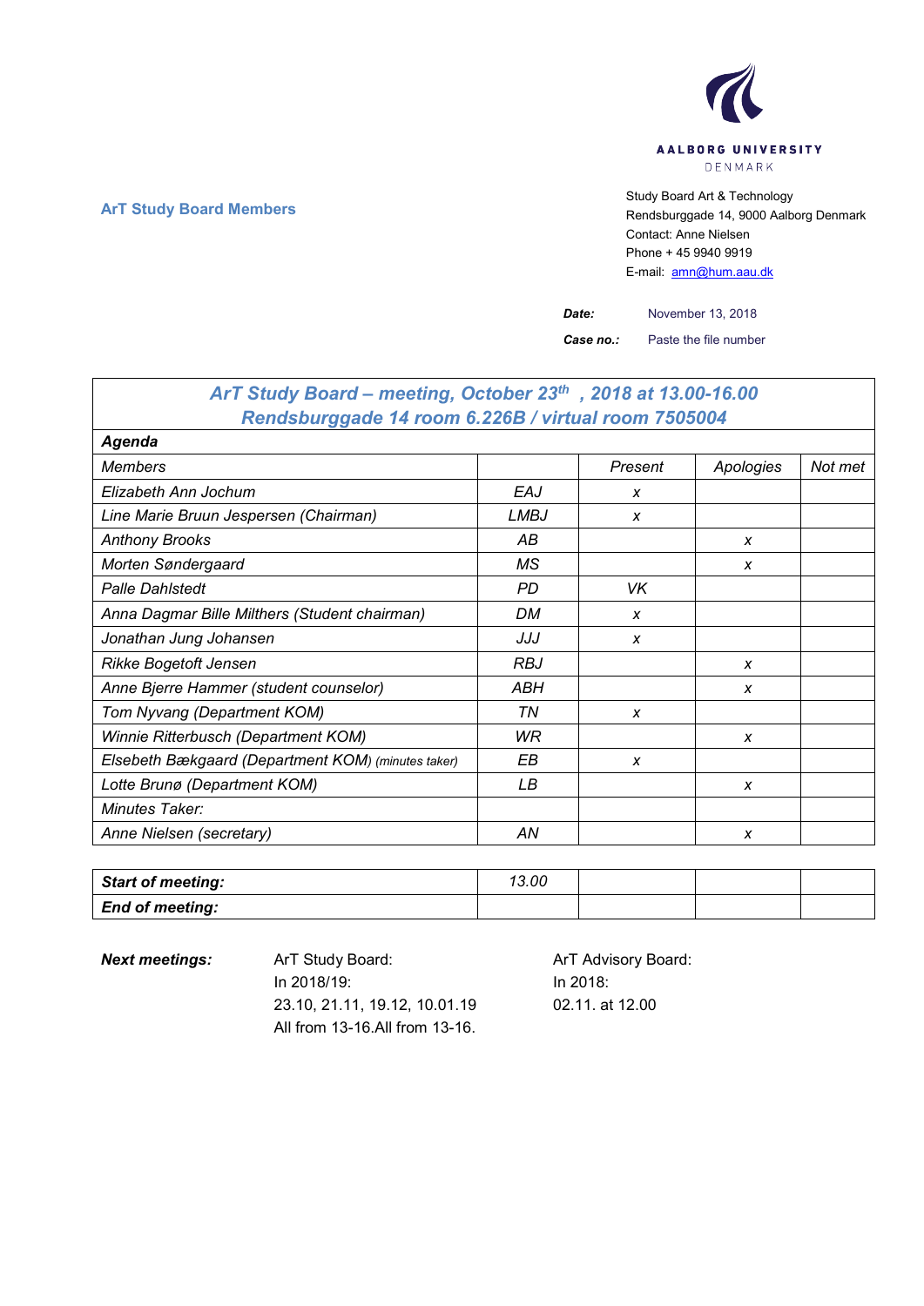AALBORG UNIVERSITY
DENMARK

**ArT Study Board Members**

Study Board Art & Technology
Rendsburggade 14, 9000 Aalborg Denmark
Contact: Anne Nielsen
Phone + 45 9940 9919
E-mail: amn@hum.aau.dk

***Date:*** November 13, 2018

***Case no.:*** Paste the file number

| ***ArT Study Board – meeting, October 23th , 2018 at 13.00-16.00 Rendsburggade 14 room 6.226B / virtual room 7505004*** | | | | |
|---|---|---|---|---|
| ***Agenda*** | | | | |
| *Members* | | *Present* | *Apologies* | *Not met* |
| *Elizabeth Ann Jochum* | *EAJ* | *x* | | |
| *Line Marie Bruun Jespersen (Chairman)* | *LMBJ* | *x* | | |
| *Anthony Brooks* | *AB* | | *x* | |
| *Morten Søndergaard* | *MS* | | *x* | |
| *Palle Dahlstedt* | *PD* | *VK* | | |
| *Anna Dagmar Bille Milthers (Student chairman)* | *DM* | *x* | | |
| *Jonathan Jung Johansen* | *JJJ* | *x* | | |
| *Rikke Bogetoft Jensen* | *RBJ* | | *x* | |
| *Anne Bjerre Hammer (student counselor)* | *ABH* | | *x* | |
| *Tom Nyvang (Department KOM)* | *TN* | *x* | | |
| *Winnie Ritterbusch (Department KOM)* | *WR* | | *x* | |
| *Elsebeth Bækgaard (Department KOM) (minutes taker)* | *EB* | *x* | | |
| *Lotte Brunø (Department KOM)* | *LB* | | *x* | |
| *Minutes Taker:* | | | | |
| *Anne Nielsen (secretary)* | *AN* | | *x* | |

| ***Start of meeting:*** | *13.00* | | | |
|---|---|---|---|---|
| ***End of meeting:*** | | | | |

***Next meetings:***

ArT Study Board:
In 2018/19:
23.10, 21.11, 19.12, 10.01.19
All from 13-16.All from 13-16.

ArT Advisory Board:
In 2018:
02.11. at 12.00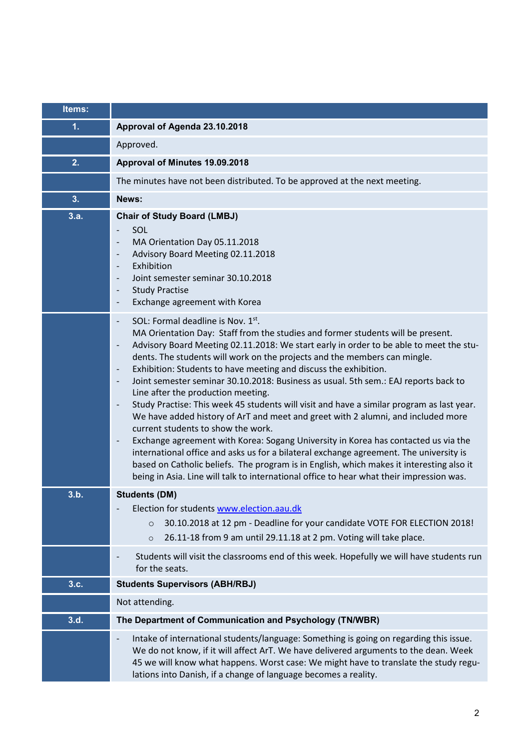| Items: | |
|---|---|
| 1. | **Approval of Agenda 23.10.2018** |
| | Approved. |
| 2. | **Approval of Minutes 19.09.2018** |
| | The minutes have not been distributed. To be approved at the next meeting. |
| 3. | **News:** |
| 3.a. | **Chair of Study Board (LMBJ)**<br>- SOL<br>- MA Orientation Day 05.11.2018<br>- Advisory Board Meeting 02.11.2018<br>- Exhibition<br>- Joint semester seminar 30.10.2018<br>- Study Practise<br>- Exchange agreement with Korea |
| | - SOL: Formal deadline is Nov. 1st.<br>MA Orientation Day: Staff from the studies and former students will be present.<br>- Advisory Board Meeting 02.11.2018: We start early in order to be able to meet the students. The students will work on the projects and the members can mingle.<br>- Exhibition: Students to have meeting and discuss the exhibition.<br>- Joint semester seminar 30.10.2018: Business as usual. 5th sem.: EAJ reports back to Line after the production meeting.<br>- Study Practise: This week 45 students will visit and have a similar program as last year. We have added history of ArT and meet and greet with 2 alumni, and included more current students to show the work.<br>- Exchange agreement with Korea: Sogang University in Korea has contacted us via the international office and asks us for a bilateral exchange agreement. The university is based on Catholic beliefs. The program is in English, which makes it interesting also it being in Asia. Line will talk to international office to hear what their impression was. |
| 3.b. | **Students (DM)**<br>- Election for students [www.election.aau.dk](http://www.election.aau.dk)<br>&nbsp;&nbsp;&nbsp;&nbsp;○ 30.10.2018 at 12 pm - Deadline for your candidate VOTE FOR ELECTION 2018!<br>&nbsp;&nbsp;&nbsp;&nbsp;○ 26.11-18 from 9 am until 29.11.18 at 2 pm. Voting will take place. |
| | - Students will visit the classrooms end of this week. Hopefully we will have students run for the seats. |
| 3.c. | **Students Supervisors (ABH/RBJ)** |
| | Not attending. |
| 3.d. | **The Department of Communication and Psychology (TN/WBR)** |
| | - Intake of international students/language: Something is going on regarding this issue. We do not know, if it will affect ArT. We have delivered arguments to the dean. Week 45 we will know what happens. Worst case: We might have to translate the study regulations into Danish, if a change of language becomes a reality. |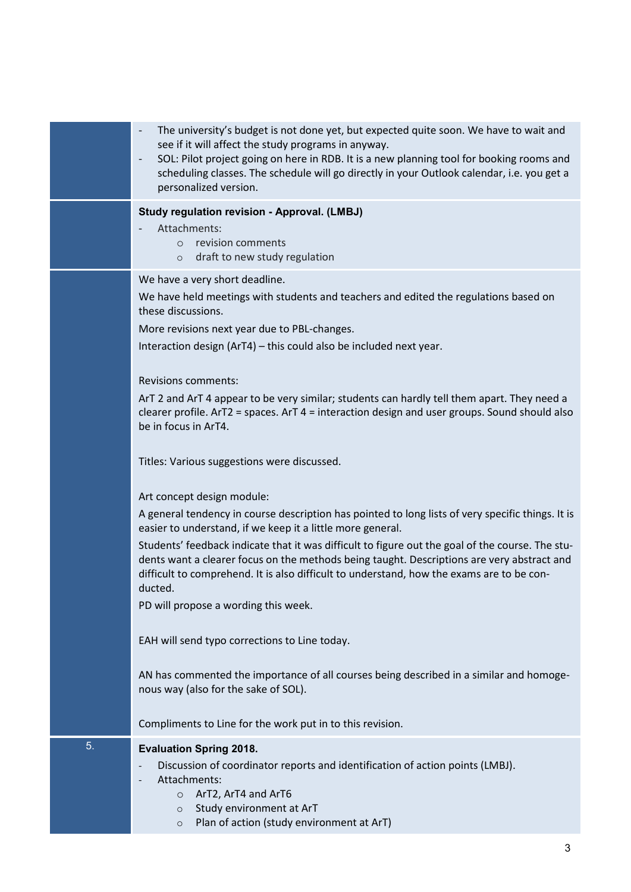- The university's budget is not done yet, but expected quite soon. We have to wait and see if it will affect the study programs in anyway.
- SOL: Pilot project going on here in RDB. It is a new planning tool for booking rooms and scheduling classes. The schedule will go directly in your Outlook calendar, i.e. you get a personalized version.

**Study regulation revision - Approval. (LMBJ)**

- Attachments:
  - revision comments
  - draft to new study regulation

We have a very short deadline.

We have held meetings with students and teachers and edited the regulations based on these discussions.

More revisions next year due to PBL-changes.

Interaction design (ArT4) – this could also be included next year.

Revisions comments:

ArT 2 and ArT 4 appear to be very similar; students can hardly tell them apart. They need a clearer profile. ArT2 = spaces. ArT 4 = interaction design and user groups. Sound should also be in focus in ArT4.

Titles: Various suggestions were discussed.

Art concept design module:

A general tendency in course description has pointed to long lists of very specific things. It is easier to understand, if we keep it a little more general.

Students' feedback indicate that it was difficult to figure out the goal of the course. The students want a clearer focus on the methods being taught. Descriptions are very abstract and difficult to comprehend. It is also difficult to understand, how the exams are to be conducted.

PD will propose a wording this week.

EAH will send typo corrections to Line today.

AN has commented the importance of all courses being described in a similar and homogenous way (also for the sake of SOL).

Compliments to Line for the work put in to this revision.

5. **Evaluation Spring 2018.**

- Discussion of coordinator reports and identification of action points (LMBJ).
- Attachments:
  - ArT2, ArT4 and ArT6
  - Study environment at ArT
  - Plan of action (study environment at ArT)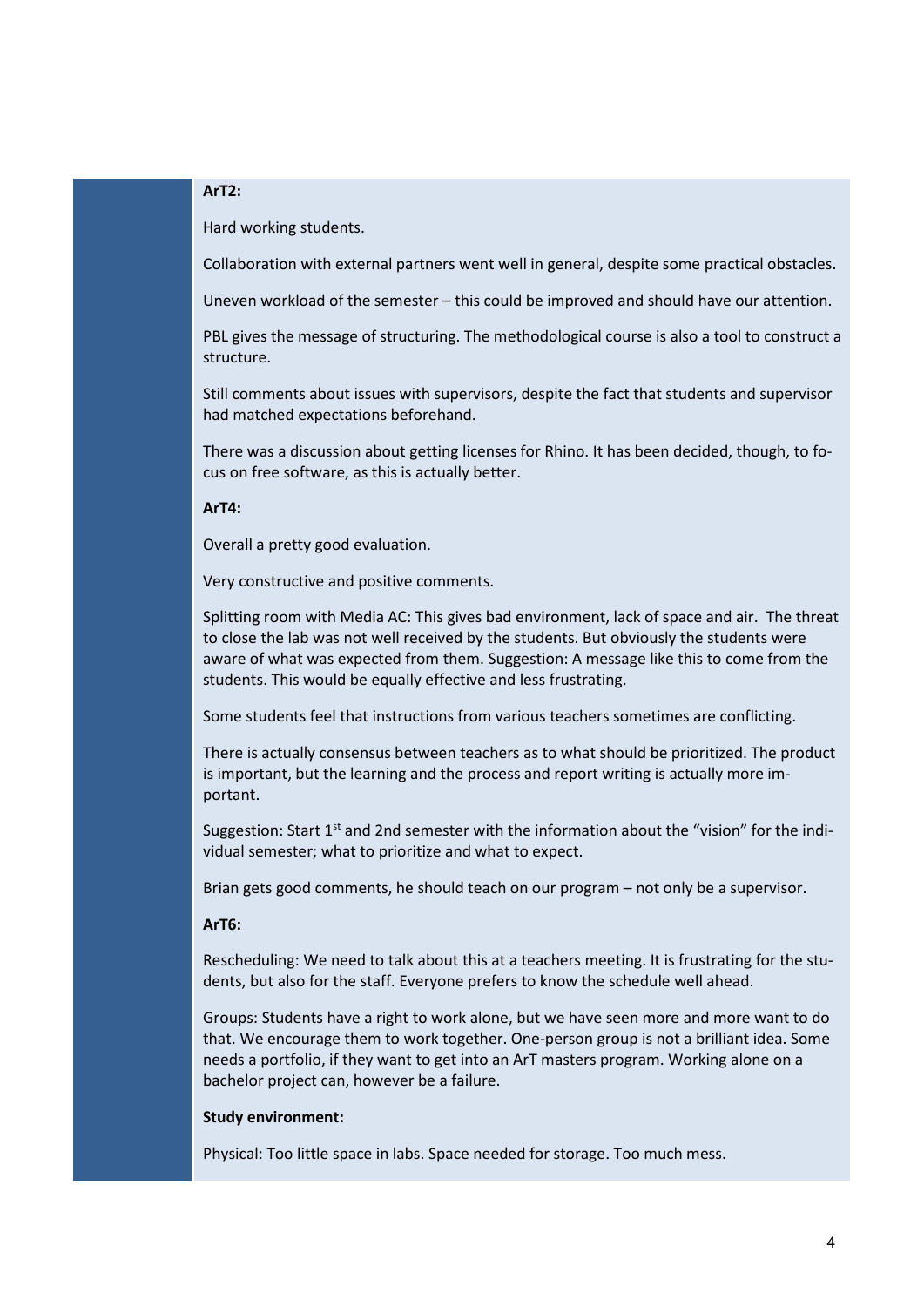**ArT2:**

Hard working students.

Collaboration with external partners went well in general, despite some practical obstacles.

Uneven workload of the semester – this could be improved and should have our attention.

PBL gives the message of structuring. The methodological course is also a tool to construct a structure.

Still comments about issues with supervisors, despite the fact that students and supervisor had matched expectations beforehand.

There was a discussion about getting licenses for Rhino. It has been decided, though, to focus on free software, as this is actually better.

**ArT4:**

Overall a pretty good evaluation.

Very constructive and positive comments.

Splitting room with Media AC: This gives bad environment, lack of space and air. The threat to close the lab was not well received by the students. But obviously the students were aware of what was expected from them. Suggestion: A message like this to come from the students. This would be equally effective and less frustrating.

Some students feel that instructions from various teachers sometimes are conflicting.

There is actually consensus between teachers as to what should be prioritized. The product is important, but the learning and the process and report writing is actually more important.

Suggestion: Start 1st and 2nd semester with the information about the "vision" for the individual semester; what to prioritize and what to expect.

Brian gets good comments, he should teach on our program – not only be a supervisor.

**ArT6:**

Rescheduling: We need to talk about this at a teachers meeting. It is frustrating for the students, but also for the staff. Everyone prefers to know the schedule well ahead.

Groups: Students have a right to work alone, but we have seen more and more want to do that. We encourage them to work together. One-person group is not a brilliant idea. Some needs a portfolio, if they want to get into an ArT masters program. Working alone on a bachelor project can, however be a failure.

**Study environment:**

Physical: Too little space in labs. Space needed for storage. Too much mess.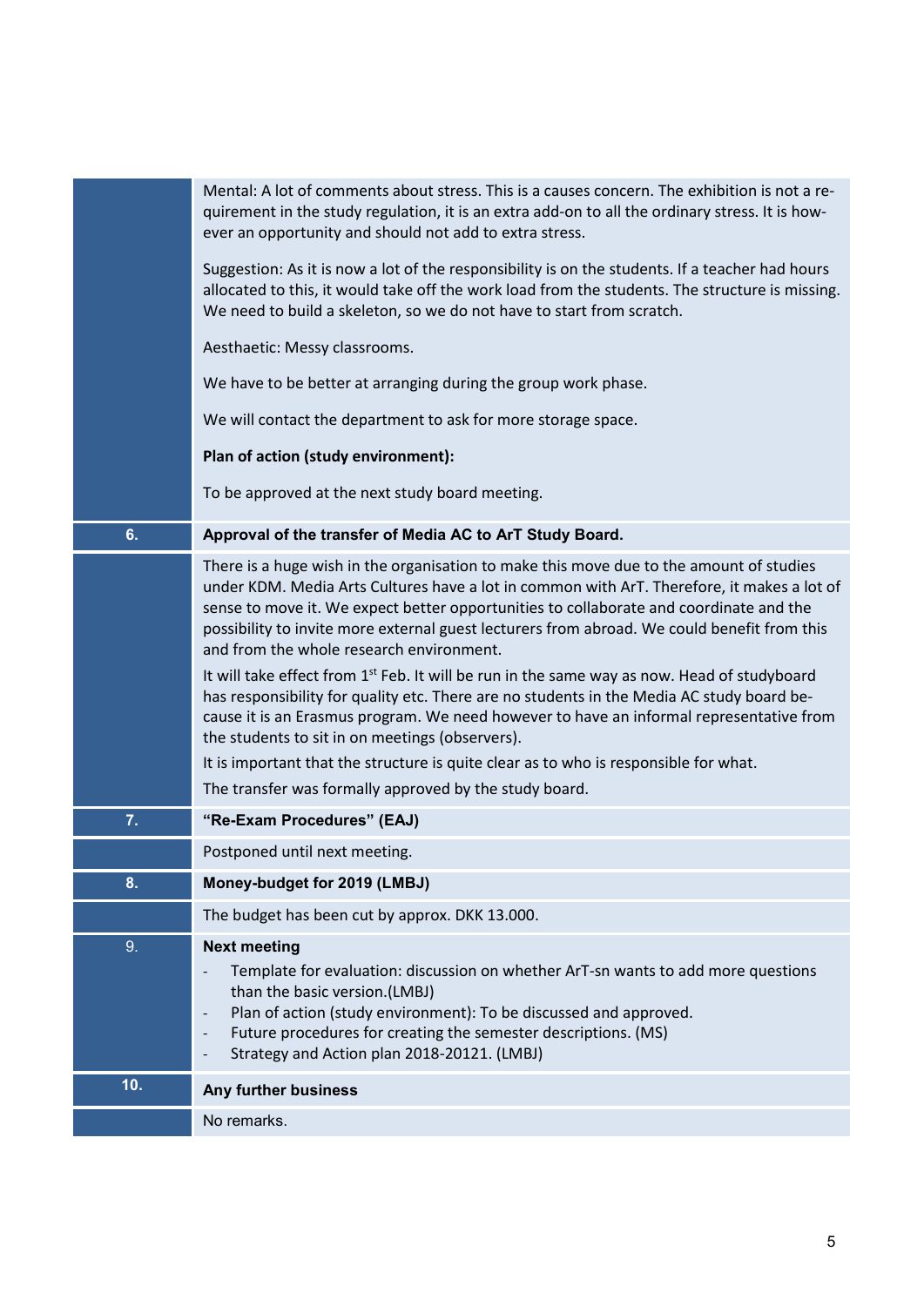| | |
|---|---|
| | Mental: A lot of comments about stress. This is a causes concern. The exhibition is not a requirement in the study regulation, it is an extra add-on to all the ordinary stress. It is however an opportunity and should not add to extra stress.<br><br>Suggestion: As it is now a lot of the responsibility is on the students. If a teacher had hours allocated to this, it would take off the work load from the students. The structure is missing. We need to build a skeleton, so we do not have to start from scratch.<br><br>Aesthaetic: Messy classrooms.<br><br>We have to be better at arranging during the group work phase.<br><br>We will contact the department to ask for more storage space.<br><br>**Plan of action (study environment):**<br><br>To be approved at the next study board meeting. |
| **6.** | **Approval of the transfer of Media AC to ArT Study Board.** |
| | There is a huge wish in the organisation to make this move due to the amount of studies under KDM. Media Arts Cultures have a lot in common with ArT. Therefore, it makes a lot of sense to move it. We expect better opportunities to collaborate and coordinate and the possibility to invite more external guest lecturers from abroad. We could benefit from this and from the whole research environment.<br><br>It will take effect from 1st Feb. It will be run in the same way as now. Head of studyboard has responsibility for quality etc. There are no students in the Media AC study board because it is an Erasmus program. We need however to have an informal representative from the students to sit in on meetings (observers).<br><br>It is important that the structure is quite clear as to who is responsible for what.<br><br>The transfer was formally approved by the study board. |
| **7.** | **"Re-Exam Procedures" (EAJ)** |
| | Postponed until next meeting. |
| **8.** | **Money-budget for 2019 (LMBJ)** |
| | The budget has been cut by approx. DKK 13.000. |
| 9. | **Next meeting**<br>- Template for evaluation: discussion on whether ArT-sn wants to add more questions than the basic version.(LMBJ)<br>- Plan of action (study environment): To be discussed and approved.<br>- Future procedures for creating the semester descriptions. (MS)<br>- Strategy and Action plan 2018-20121. (LMBJ) |
| **10.** | **Any further business** |
| | No remarks. |